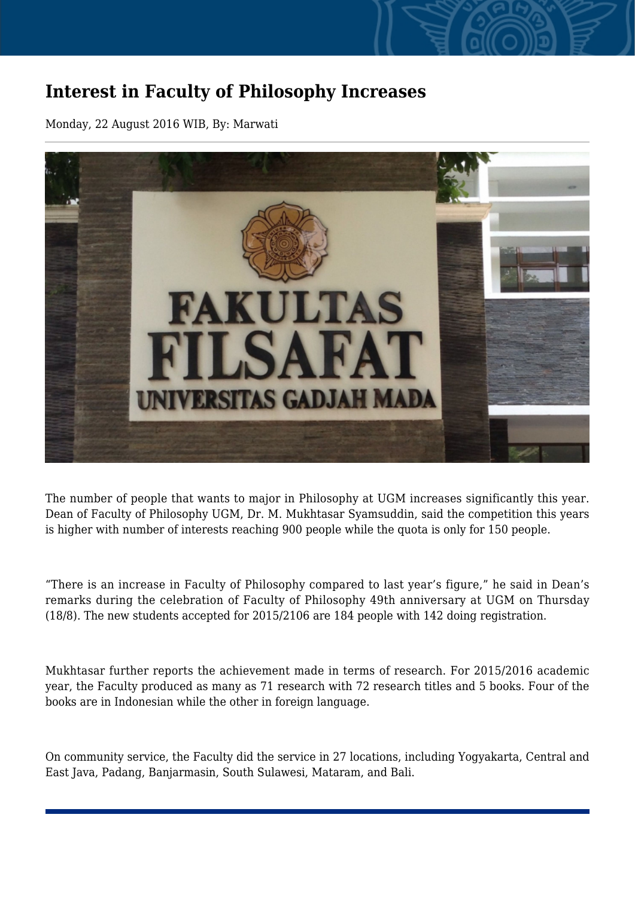# Interest in Faculty of Philosophy Increases

Monday, 22 August 2016 WIB, By: Marwati

The number of people that wants to major in Philosophy at UGM increases significantly this year. Dean of Faculty of Philosophy UGM, Dr. M. Mukhtasar Syamsuddin, said the competition this years is higher with number of interests reaching 900 people while the quota is only for 150 people.

“There is an increase in Faculty of Philosophy compared to last year’s figure,” he said in Dean’s remarks during the celebration of Faculty of Philosophy 49th anniversary at UGM on Thursday (18/8). The new students accepted for 2015/2106 are 184 people with 142 doing registration.

Mukhtasar further reports the achievement made in terms of research. For 2015/2016 academic year, the Faculty produced as many as 71 research with 72 research titles and 5 books. Four of the books are in Indonesian while the other in foreign language.

On community service, the Faculty did the service in 27 locations, including Yogyakarta, Central and East Java, Padang, Banjarmasin, South Sulawesi, Mataram, and Bali.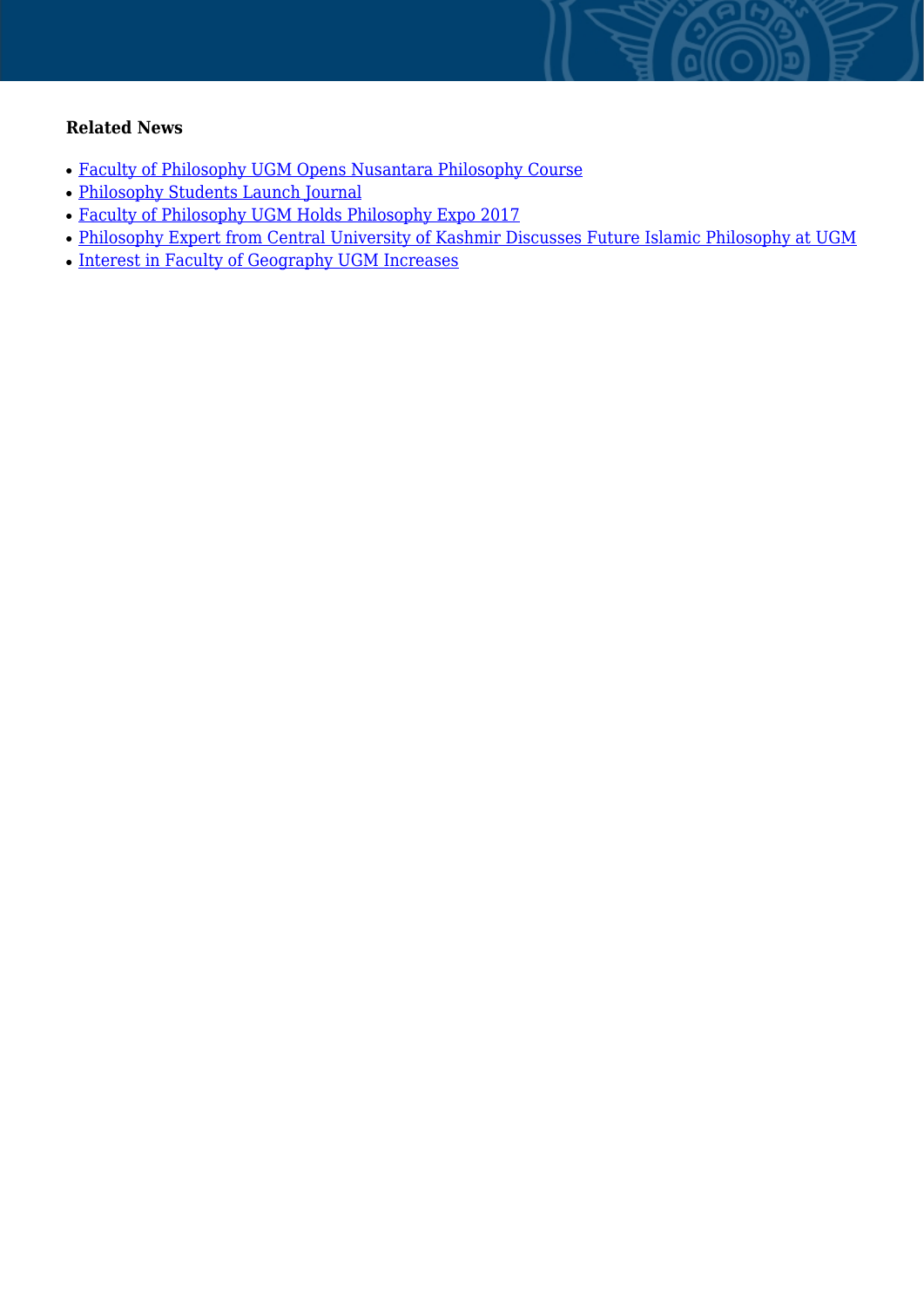### Related News

- Faculty of Philosophy UGM Opens Nusantara Philosophy Course
- Philosophy Students Launch Journal
- Faculty of Philosophy UGM Holds Philosophy Expo 2017
- Philosophy Expert from Central University of Kashmir Discusses Future Islamic Philosophy at UGM
- Interest in Faculty of Geography UGM Increases